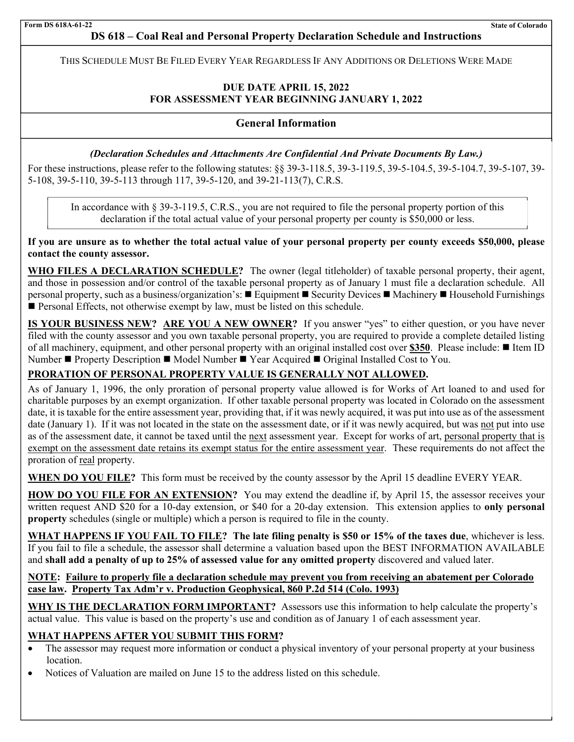Form DS 618A-61-22 State of Colorado

# DS 618 – Coal Real and Personal Property Declaration Schedule and Instructions

THIS SCHEDULE MUST BE FILED EVERY YEAR REGARDLESS IF ANY ADDITIONS OR DELETIONS WERE MADE

**DUE DATE APRIL 15, 2022**
**FOR ASSESSMENT YEAR BEGINNING JANUARY 1, 2022**

## General Information

***(Declaration Schedules and Attachments Are Confidential And Private Documents By Law.)***

For these instructions, please refer to the following statutes: §§ 39-3-118.5, 39-3-119.5, 39-5-104.5, 39-5-104.7, 39-5-107, 39-5-108, 39-5-110, 39-5-113 through 117, 39-5-120, and 39-21-113(7), C.R.S.

> In accordance with § 39-3-119.5, C.R.S., you are not required to file the personal property portion of this declaration if the total actual value of your personal property per county is $50,000 or less.

**If you are unsure as to whether the total actual value of your personal property per county exceeds $50,000, please contact the county assessor.**

**WHO FILES A DECLARATION SCHEDULE?** The owner (legal titleholder) of taxable personal property, their agent, and those in possession and/or control of the taxable personal property as of January 1 must file a declaration schedule. All personal property, such as a business/organization's: ■ Equipment ■ Security Devices ■ Machinery ■ Household Furnishings ■ Personal Effects, not otherwise exempt by law, must be listed on this schedule.

**IS YOUR BUSINESS NEW? ARE YOU A NEW OWNER?** If you answer "yes" to either question, or you have never filed with the county assessor and you own taxable personal property, you are required to provide a complete detailed listing of all machinery, equipment, and other personal property with an original installed cost over **$350**. Please include: ■ Item ID Number ■ Property Description ■ Model Number ■ Year Acquired ■ Original Installed Cost to You.

**PRORATION OF PERSONAL PROPERTY VALUE IS GENERALLY NOT ALLOWED.**

As of January 1, 1996, the only proration of personal property value allowed is for Works of Art loaned to and used for charitable purposes by an exempt organization. If other taxable personal property was located in Colorado on the assessment date, it is taxable for the entire assessment year, providing that, if it was newly acquired, it was put into use as of the assessment date (January 1). If it was not located in the state on the assessment date, or if it was newly acquired, but was not put into use as of the assessment date, it cannot be taxed until the next assessment year. Except for works of art, personal property that is exempt on the assessment date retains its exempt status for the entire assessment year. These requirements do not affect the proration of real property.

**WHEN DO YOU FILE?** This form must be received by the county assessor by the April 15 deadline EVERY YEAR.

**HOW DO YOU FILE FOR AN EXTENSION?** You may extend the deadline if, by April 15, the assessor receives your written request AND $20 for a 10-day extension, or $40 for a 20-day extension. This extension applies to **only personal property** schedules (single or multiple) which a person is required to file in the county.

**WHAT HAPPENS IF YOU FAIL TO FILE? The late filing penalty is $50 or 15% of the taxes due**, whichever is less. If you fail to file a schedule, the assessor shall determine a valuation based upon the BEST INFORMATION AVAILABLE and **shall add a penalty of up to 25% of assessed value for any omitted property** discovered and valued later.

**NOTE: Failure to properly file a declaration schedule may prevent you from receiving an abatement per Colorado case law. Property Tax Adm'r v. Production Geophysical, 860 P.2d 514 (Colo. 1993)**

**WHY IS THE DECLARATION FORM IMPORTANT?** Assessors use this information to help calculate the property's actual value. This value is based on the property's use and condition as of January 1 of each assessment year.

**WHAT HAPPENS AFTER YOU SUBMIT THIS FORM?**

- The assessor may request more information or conduct a physical inventory of your personal property at your business location.
- Notices of Valuation are mailed on June 15 to the address listed on this schedule.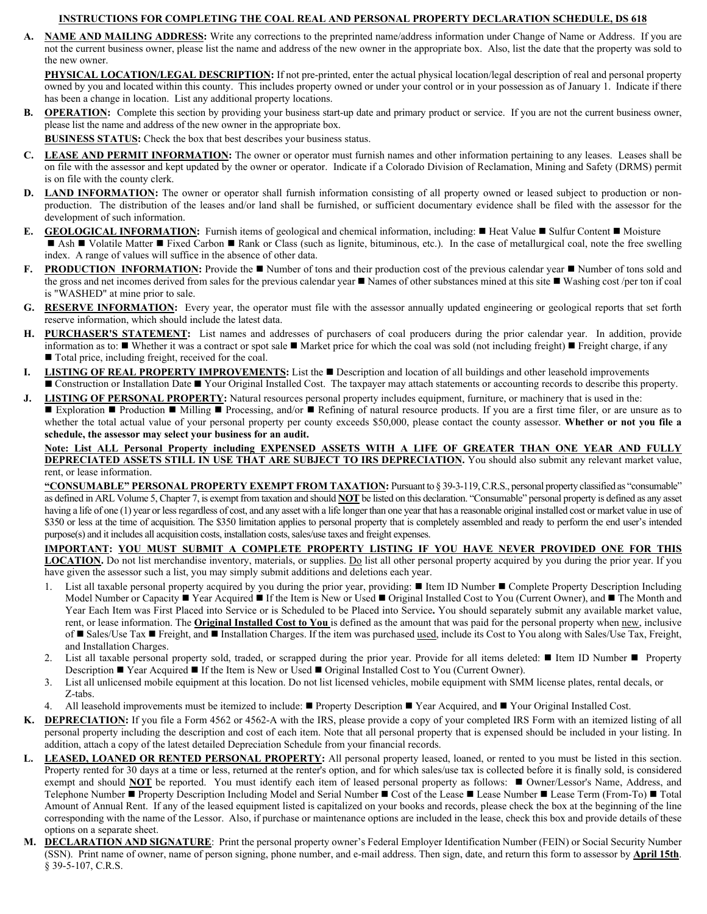## INSTRUCTIONS FOR COMPLETING THE COAL REAL AND PERSONAL PROPERTY DECLARATION SCHEDULE, DS 618

**A. NAME AND MAILING ADDRESS:** Write any corrections to the preprinted name/address information under Change of Name or Address. If you are not the current business owner, please list the name and address of the new owner in the appropriate box. Also, list the date that the property was sold to the new owner.

**PHYSICAL LOCATION/LEGAL DESCRIPTION:** If not pre-printed, enter the actual physical location/legal description of real and personal property owned by you and located within this county. This includes property owned or under your control or in your possession as of January 1. Indicate if there has been a change in location. List any additional property locations.

**B. OPERATION:** Complete this section by providing your business start-up date and primary product or service. If you are not the current business owner, please list the name and address of the new owner in the appropriate box.

**BUSINESS STATUS:** Check the box that best describes your business status.

**C. LEASE AND PERMIT INFORMATION:** The owner or operator must furnish names and other information pertaining to any leases. Leases shall be on file with the assessor and kept updated by the owner or operator. Indicate if a Colorado Division of Reclamation, Mining and Safety (DRMS) permit is on file with the county clerk.

**D. LAND INFORMATION:** The owner or operator shall furnish information consisting of all property owned or leased subject to production or non-production. The distribution of the leases and/or land shall be furnished, or sufficient documentary evidence shall be filed with the assessor for the development of such information.

**E. GEOLOGICAL INFORMATION:** Furnish items of geological and chemical information, including: ■ Heat Value ■ Sulfur Content ■ Moisture ■ Ash ■ Volatile Matter ■ Fixed Carbon ■ Rank or Class (such as lignite, bituminous, etc.). In the case of metallurgical coal, note the free swelling index. A range of values will suffice in the absence of other data.

**F. PRODUCTION INFORMATION:** Provide the ■ Number of tons and their production cost of the previous calendar year ■ Number of tons sold and the gross and net incomes derived from sales for the previous calendar year ■ Names of other substances mined at this site ■ Washing cost /per ton if coal is "WASHED" at mine prior to sale.

**G. RESERVE INFORMATION:** Every year, the operator must file with the assessor annually updated engineering or geological reports that set forth reserve information, which should include the latest data.

**H. PURCHASER'S STATEMENT:** List names and addresses of purchasers of coal producers during the prior calendar year. In addition, provide information as to: ■ Whether it was a contract or spot sale ■ Market price for which the coal was sold (not including freight) ■ Freight charge, if any ■ Total price, including freight, received for the coal.

**I. LISTING OF REAL PROPERTY IMPROVEMENTS:** List the ■ Description and location of all buildings and other leasehold improvements ■ Construction or Installation Date ■ Your Original Installed Cost. The taxpayer may attach statements or accounting records to describe this property.

**J. LISTING OF PERSONAL PROPERTY:** Natural resources personal property includes equipment, furniture, or machinery that is used in the: ■ Exploration ■ Production ■ Milling ■ Processing, and/or ■ Refining of natural resource products. If you are a first time filer, or are unsure as to whether the total actual value of your personal property per county exceeds $50,000, please contact the county assessor. **Whether or not you file a schedule, the assessor may select your business for an audit.**

**Note: List ALL Personal Property including EXPENSED ASSETS WITH A LIFE OF GREATER THAN ONE YEAR AND FULLY DEPRECIATED ASSETS STILL IN USE THAT ARE SUBJECT TO IRS DEPRECIATION.** You should also submit any relevant market value, rent, or lease information.

**"CONSUMABLE" PERSONAL PROPERTY EXEMPT FROM TAXATION:** Pursuant to § 39-3-119, C.R.S., personal property classified as "consumable" as defined in ARL Volume 5, Chapter 7, is exempt from taxation and should **NOT** be listed on this declaration. "Consumable" personal property is defined as any asset having a life of one (1) year or less regardless of cost, and any asset with a life longer than one year that has a reasonable original installed cost or market value in use of $350 or less at the time of acquisition. The $350 limitation applies to personal property that is completely assembled and ready to perform the end user's intended purpose(s) and it includes all acquisition costs, installation costs, sales/use taxes and freight expenses.

**IMPORTANT: YOU MUST SUBMIT A COMPLETE PROPERTY LISTING IF YOU HAVE NEVER PROVIDED ONE FOR THIS LOCATION.** Do not list merchandise inventory, materials, or supplies. Do list all other personal property acquired by you during the prior year. If you have given the assessor such a list, you may simply submit additions and deletions each year.

1. List all taxable personal property acquired by you during the prior year, providing: ■ Item ID Number ■ Complete Property Description Including Model Number or Capacity ■ Year Acquired ■ If the Item is New or Used ■ Original Installed Cost to You (Current Owner), and ■ The Month and Year Each Item was First Placed into Service or is Scheduled to be Placed into Service**.** You should separately submit any available market value, rent, or lease information. The **Original Installed Cost to You** is defined as the amount that was paid for the personal property when new, inclusive of ■ Sales/Use Tax ■ Freight, and ■ Installation Charges. If the item was purchased used, include its Cost to You along with Sales/Use Tax, Freight, and Installation Charges.
2. List all taxable personal property sold, traded, or scrapped during the prior year. Provide for all items deleted: ■ Item ID Number ■ Property Description ■ Year Acquired ■ If the Item is New or Used ■ Original Installed Cost to You (Current Owner).
3. List all unlicensed mobile equipment at this location. Do not list licensed vehicles, mobile equipment with SMM license plates, rental decals, or Z-tabs.
4. All leasehold improvements must be itemized to include: ■ Property Description ■ Year Acquired, and ■ Your Original Installed Cost.

**K. DEPRECIATION:** If you file a Form 4562 or 4562-A with the IRS, please provide a copy of your completed IRS Form with an itemized listing of all personal property including the description and cost of each item. Note that all personal property that is expensed should be included in your listing. In addition, attach a copy of the latest detailed Depreciation Schedule from your financial records.

**L. LEASED, LOANED OR RENTED PERSONAL PROPERTY:** All personal property leased, loaned, or rented to you must be listed in this section. Property rented for 30 days at a time or less, returned at the renter's option, and for which sales/use tax is collected before it is finally sold, is considered exempt and should **NOT** be reported. You must identify each item of leased personal property as follows: ■ Owner/Lessor's Name, Address, and Telephone Number ■ Property Description Including Model and Serial Number ■ Cost of the Lease ■ Lease Number ■ Lease Term (From-To) ■ Total Amount of Annual Rent. If any of the leased equipment listed is capitalized on your books and records, please check the box at the beginning of the line corresponding with the name of the Lessor. Also, if purchase or maintenance options are included in the lease, check this box and provide details of these options on a separate sheet.

**M. DECLARATION AND SIGNATURE:** Print the personal property owner's Federal Employer Identification Number (FEIN) or Social Security Number (SSN). Print name of owner, name of person signing, phone number, and e-mail address. Then sign, date, and return this form to assessor by **April 15th**. § 39-5-107, C.R.S.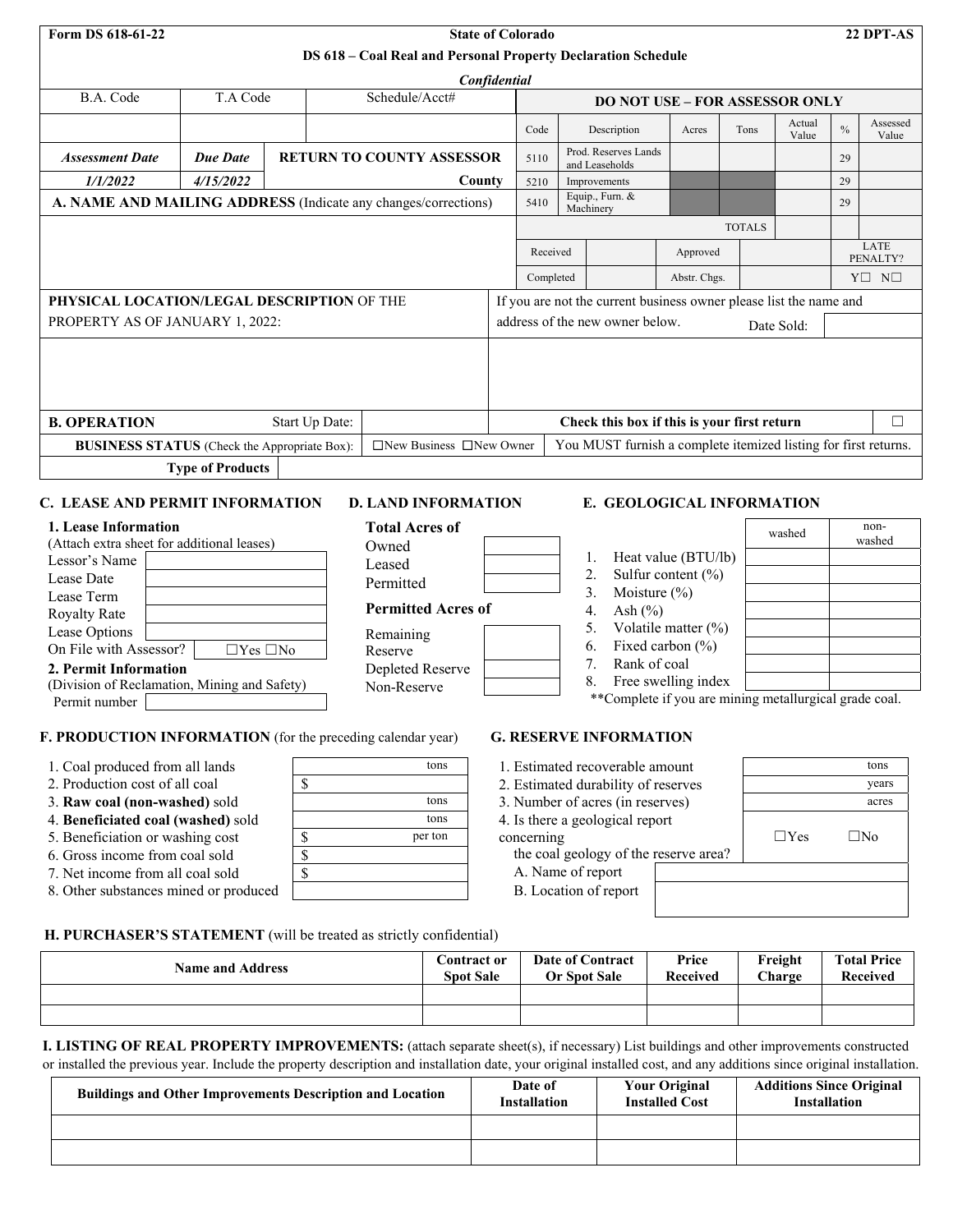| Form DS 618-61-22 | State of Colorado | 22 DPT-AS |
|---|---|---|
| | DS 618 – Coal Real and Personal Property Declaration Schedule | |
| | *Confidential* | |

| B.A. Code | T.A Code | Schedule/Acct# |
|---|---|---|
| | | |
| ***Assessment Date*** | ***Due Date*** | **RETURN TO COUNTY ASSESSOR** |
| ***1/1/2022*** | ***4/15/2022*** | **County** |

**DO NOT USE – FOR ASSESSOR ONLY**

| Code | Description | Acres | Tons | Actual Value | % | Assessed Value |
|---|---|---|---|---|---|---|
| 5110 | Prod. Reserves Lands and Leaseholds | | | | 29 | |
| 5210 | Improvements | | | | 29 | |
| 5410 | Equip., Furn. & Machinery | | | | 29 | |
| | | | TOTALS | | | |
| Received | | Approved | | | LATE PENALTY? | |
| Completed | | Abstr. Chgs. | | | Y☐ N☐ | |

**A. NAME AND MAILING ADDRESS** (Indicate any changes/corrections)

**PHYSICAL LOCATION/LEGAL DESCRIPTION** OF THE PROPERTY AS OF JANUARY 1, 2022:

If you are not the current business owner please list the name and address of the new owner below. Date Sold:

**B. OPERATION** Start Up Date:

**Check this box if this is your first return** ☐

**BUSINESS STATUS** (Check the Appropriate Box): ☐New Business ☐New Owner

You MUST furnish a complete itemized listing for first returns.

**Type of Products**

## C. LEASE AND PERMIT INFORMATION

**1. Lease Information**
(Attach extra sheet for additional leases)

| | |
|---|---|
| Lessor's Name | |
| Lease Date | |
| Lease Term | |
| Royalty Rate | |
| Lease Options | |
| On File with Assessor? | ☐Yes ☐No |

**2. Permit Information**
(Division of Reclamation, Mining and Safety)

| | |
|---|---|
| Permit number | |

## D. LAND INFORMATION

**Total Acres of**

| | |
|---|---|
| Owned | |
| Leased | |
| Permitted | |

**Permitted Acres of**

| | |
|---|---|
| Remaining Reserve | |
| Depleted Reserve | |
| Non-Reserve | |

## E. GEOLOGICAL INFORMATION

| | washed | non-washed |
|---|---|---|
| 1. Heat value (BTU/lb) | | |
| 2. Sulfur content (%) | | |
| 3. Moisture (%) | | |
| 4. Ash (%) | | |
| 5. Volatile matter (%) | | |
| 6. Fixed carbon (%) | | |
| 7. Rank of coal | | |
| 8. Free swelling index | | |

**Complete if you are mining metallurgical grade coal.

## F. PRODUCTION INFORMATION (for the preceding calendar year)

| | |
|---|---|
| 1. Coal produced from all lands | tons |
| 2. Production cost of all coal | $ |
| 3. **Raw coal (non-washed)** sold | tons |
| 4. **Beneficiated coal (washed)** sold | tons |
| 5. Beneficiation or washing cost | $ per ton |
| 6. Gross income from coal sold | $ |
| 7. Net income from all coal sold | $ |
| 8. Other substances mined or produced | |

## G. RESERVE INFORMATION

| | |
|---|---|
| 1. Estimated recoverable amount | tons |
| 2. Estimated durability of reserves | years |
| 3. Number of acres (in reserves) | acres |
| 4. Is there a geological report concerning the coal geology of the reserve area? | ☐Yes ☐No |
| A. Name of report | |
| B. Location of report | |

## H. PURCHASER'S STATEMENT (will be treated as strictly confidential)

| Name and Address | Contract or Spot Sale | Date of Contract Or Spot Sale | Price Received | Freight Charge | Total Price Received |
|---|---|---|---|---|---|
| | | | | | |
| | | | | | |

## I. LISTING OF REAL PROPERTY IMPROVEMENTS: (attach separate sheet(s), if necessary) List buildings and other improvements constructed or installed the previous year. Include the property description and installation date, your original installed cost, and any additions since original installation.

| Buildings and Other Improvements Description and Location | Date of Installation | Your Original Installed Cost | Additions Since Original Installation |
|---|---|---|---|
| | | | |
| | | | |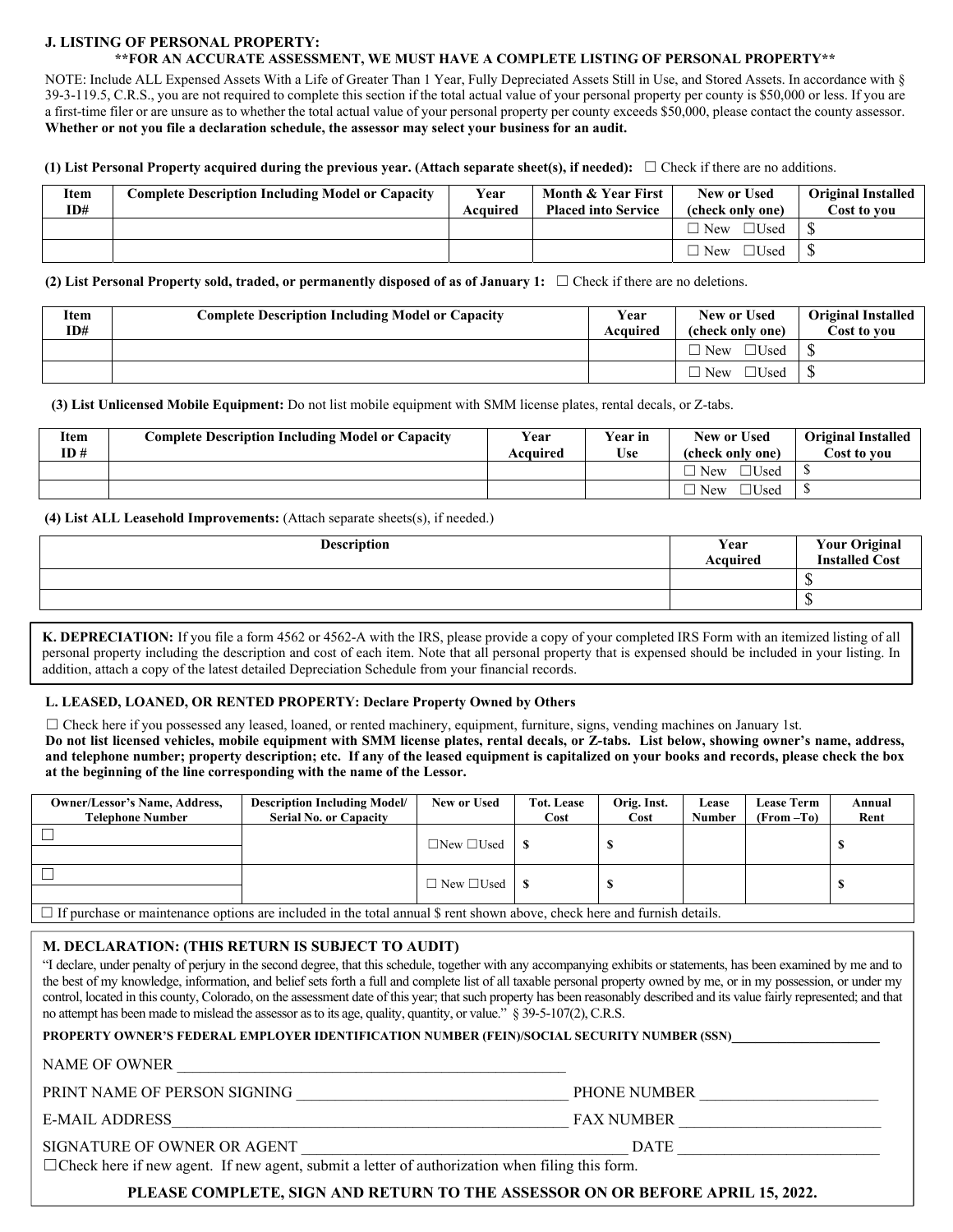## J. LISTING OF PERSONAL PROPERTY:

**\*\*FOR AN ACCURATE ASSESSMENT, WE MUST HAVE A COMPLETE LISTING OF PERSONAL PROPERTY\*\***

NOTE: Include ALL Expensed Assets With a Life of Greater Than 1 Year, Fully Depreciated Assets Still in Use, and Stored Assets. In accordance with § 39-3-119.5, C.R.S., you are not required to complete this section if the total actual value of your personal property per county is $50,000 or less. If you are a first-time filer or are unsure as to whether the total actual value of your personal property per county exceeds $50,000, please contact the county assessor. **Whether or not you file a declaration schedule, the assessor may select your business for an audit.**

**(1) List Personal Property acquired during the previous year. (Attach separate sheet(s), if needed):** ☐ Check if there are no additions.

| Item ID# | Complete Description Including Model or Capacity | Year Acquired | Month & Year First Placed into Service | New or Used (check only one) | Original Installed Cost to you |
|---|---|---|---|---|---|
| | | | | ☐ New ☐Used | $ |
| | | | | ☐ New ☐Used | $ |

**(2) List Personal Property sold, traded, or permanently disposed of as of January 1:** ☐ Check if there are no deletions.

| Item ID# | Complete Description Including Model or Capacity | Year Acquired | New or Used (check only one) | Original Installed Cost to you |
|---|---|---|---|---|
| | | | ☐ New ☐Used | $ |
| | | | ☐ New ☐Used | $ |

**(3) List Unlicensed Mobile Equipment:** Do not list mobile equipment with SMM license plates, rental decals, or Z-tabs.

| Item ID # | Complete Description Including Model or Capacity | Year Acquired | Year in Use | New or Used (check only one) | Original Installed Cost to you |
|---|---|---|---|---|---|
| | | | | ☐ New ☐Used | $ |
| | | | | ☐ New ☐Used | $ |

**(4) List ALL Leasehold Improvements:** (Attach separate sheets(s), if needed.)

| Description | Year Acquired | Your Original Installed Cost |
|---|---|---|
| | | $ |
| | | $ |

**K. DEPRECIATION:** If you file a form 4562 or 4562-A with the IRS, please provide a copy of your completed IRS Form with an itemized listing of all personal property including the description and cost of each item. Note that all personal property that is expensed should be included in your listing. In addition, attach a copy of the latest detailed Depreciation Schedule from your financial records.

**L. LEASED, LOANED, OR RENTED PROPERTY: Declare Property Owned by Others**

☐ Check here if you possessed any leased, loaned, or rented machinery, equipment, furniture, signs, vending machines on January 1st. **Do not list licensed vehicles, mobile equipment with SMM license plates, rental decals, or Z-tabs. List below, showing owner's name, address, and telephone number; property description; etc. If any of the leased equipment is capitalized on your books and records, please check the box at the beginning of the line corresponding with the name of the Lessor.**

| Owner/Lessor's Name, Address, Telephone Number | Description Including Model/ Serial No. or Capacity | New or Used | Tot. Lease Cost | Orig. Inst. Cost | Lease Number | Lease Term (From –To) | Annual Rent |
|---|---|---|---|---|---|---|---|
| ☐ | | ☐New ☐Used | $ | $ | | | $ |
| ☐ | | ☐ New ☐Used | $ | $ | | | $ |

☐ If purchase or maintenance options are included in the total annual $ rent shown above, check here and furnish details.

**M. DECLARATION: (THIS RETURN IS SUBJECT TO AUDIT)**

"I declare, under penalty of perjury in the second degree, that this schedule, together with any accompanying exhibits or statements, has been examined by me and to the best of my knowledge, information, and belief sets forth a full and complete list of all taxable personal property owned by me, or in my possession, or under my control, located in this county, Colorado, on the assessment date of this year; that such property has been reasonably described and its value fairly represented; and that no attempt has been made to mislead the assessor as to its age, quality, quantity, or value." § 39-5-107(2), C.R.S.

**PROPERTY OWNER'S FEDERAL EMPLOYER IDENTIFICATION NUMBER (FEIN)/SOCIAL SECURITY NUMBER (SSN)**\_\_\_\_\_\_\_\_\_\_\_\_\_\_\_\_\_\_\_\_

NAME OF OWNER \_\_\_\_\_\_\_\_\_\_\_\_\_\_\_\_\_\_\_\_\_\_\_\_\_\_\_\_\_\_\_\_\_\_\_\_\_\_\_\_

PRINT NAME OF PERSON SIGNING \_\_\_\_\_\_\_\_\_\_\_\_\_\_\_\_\_\_\_\_\_\_\_\_\_\_ PHONE NUMBER \_\_\_\_\_\_\_\_\_\_\_\_\_\_\_\_\_\_

E-MAIL ADDRESS\_\_\_\_\_\_\_\_\_\_\_\_\_\_\_\_\_\_\_\_\_\_\_\_\_\_\_\_\_\_\_\_\_\_\_\_\_\_\_\_ FAX NUMBER \_\_\_\_\_\_\_\_\_\_\_\_\_\_\_\_\_\_\_\_

SIGNATURE OF OWNER OR AGENT \_\_\_\_\_\_\_\_\_\_\_\_\_\_\_\_\_\_\_\_\_\_\_\_\_\_\_\_\_\_\_\_ DATE \_\_\_\_\_\_\_\_\_\_\_\_\_\_\_\_\_\_\_\_

☐Check here if new agent. If new agent, submit a letter of authorization when filing this form.

**PLEASE COMPLETE, SIGN AND RETURN TO THE ASSESSOR ON OR BEFORE APRIL 15, 2022.**